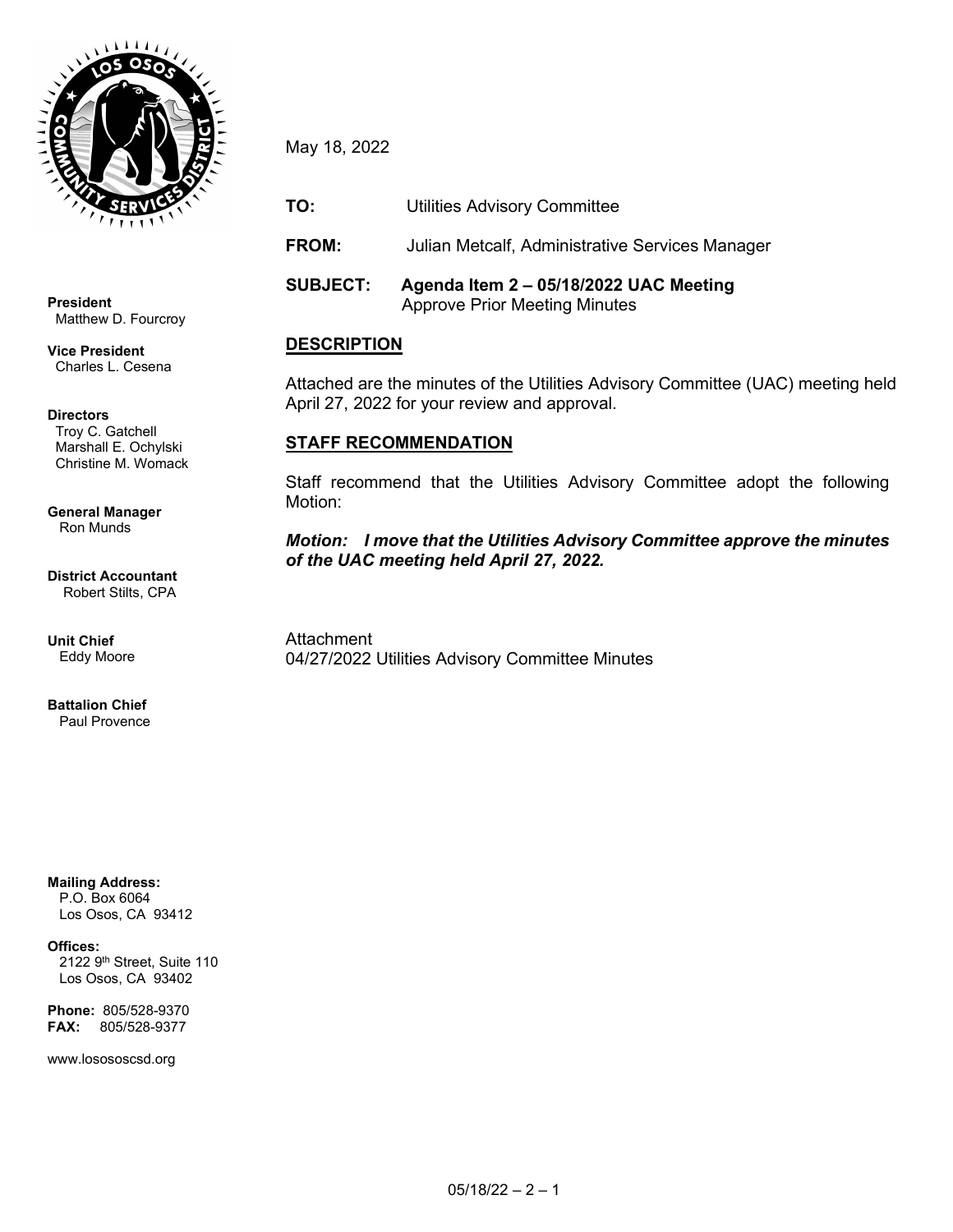**President**
Matthew D. Fourcroy

**Vice President**
Charles L. Cesena

**Directors**
Troy C. Gatchell
Marshall E. Ochylski
Christine M. Womack

**General Manager**
Ron Munds

**District Accountant**
Robert Stilts, CPA

**Unit Chief**
Eddy Moore

**Battalion Chief**
Paul Provence

**Mailing Address:**
P.O. Box 6064
Los Osos, CA 93412

**Offices:**
2122 9th Street, Suite 110
Los Osos, CA 93402

**Phone:** 805/528-9370
**FAX:** 805/528-9377

www.losososcsd.org

May 18, 2022

**TO:** Utilities Advisory Committee

**FROM:** Julian Metcalf, Administrative Services Manager

**SUBJECT:** **Agenda Item 2 – 05/18/2022 UAC Meeting**
Approve Prior Meeting Minutes

## DESCRIPTION

Attached are the minutes of the Utilities Advisory Committee (UAC) meeting held April 27, 2022 for your review and approval.

## STAFF RECOMMENDATION

Staff recommend that the Utilities Advisory Committee adopt the following Motion:

***Motion: I move that the Utilities Advisory Committee approve the minutes of the UAC meeting held April 27, 2022.***

Attachment
04/27/2022 Utilities Advisory Committee Minutes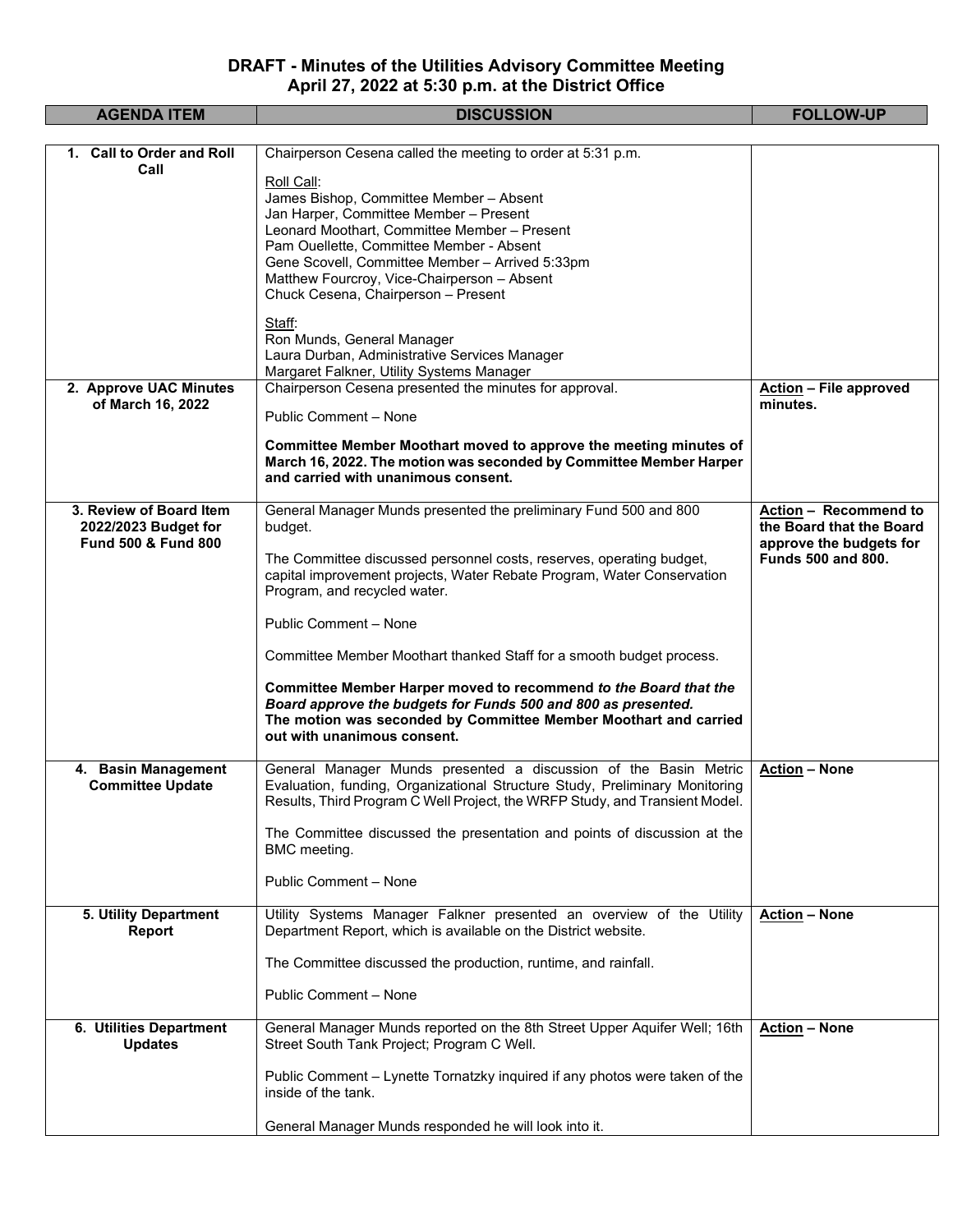# DRAFT - Minutes of the Utilities Advisory Committee Meeting
## April 27, 2022 at 5:30 p.m. at the District Office

| AGENDA ITEM | DISCUSSION | FOLLOW-UP |
|---|---|---|
| **1. Call to Order and Roll Call** | Chairperson Cesena called the meeting to order at 5:31 p.m.<br><br>Roll Call:<br>James Bishop, Committee Member – Absent<br>Jan Harper, Committee Member – Present<br>Leonard Moothart, Committee Member – Present<br>Pam Ouellette, Committee Member - Absent<br>Gene Scovell, Committee Member – Arrived 5:33pm<br>Matthew Fourcroy, Vice-Chairperson – Absent<br>Chuck Cesena, Chairperson – Present<br><br>Staff:<br>Ron Munds, General Manager<br>Laura Durban, Administrative Services Manager<br>Margaret Falkner, Utility Systems Manager | |
| **2. Approve UAC Minutes of March 16, 2022** | Chairperson Cesena presented the minutes for approval.<br><br>Public Comment – None<br><br>**Committee Member Moothart moved to approve the meeting minutes of March 16, 2022. The motion was seconded by Committee Member Harper and carried with unanimous consent.** | **Action – File approved minutes.** |
| **3. Review of Board Item 2022/2023 Budget for Fund 500 & Fund 800** | General Manager Munds presented the preliminary Fund 500 and 800 budget.<br><br>The Committee discussed personnel costs, reserves, operating budget, capital improvement projects, Water Rebate Program, Water Conservation Program, and recycled water.<br><br>Public Comment – None<br><br>Committee Member Moothart thanked Staff for a smooth budget process.<br><br>**Committee Member Harper moved to recommend *to the Board that the Board approve the budgets for Funds 500 and 800 as presented.* The motion was seconded by Committee Member Moothart and carried out with unanimous consent.** | **Action – Recommend to the Board that the Board approve the budgets for Funds 500 and 800.** |
| **4. Basin Management Committee Update** | General Manager Munds presented a discussion of the Basin Metric Evaluation, funding, Organizational Structure Study, Preliminary Monitoring Results, Third Program C Well Project, the WRFP Study, and Transient Model.<br><br>The Committee discussed the presentation and points of discussion at the BMC meeting.<br><br>Public Comment – None | **Action – None** |
| **5. Utility Department Report** | Utility Systems Manager Falkner presented an overview of the Utility Department Report, which is available on the District website.<br><br>The Committee discussed the production, runtime, and rainfall.<br><br>Public Comment – None | **Action – None** |
| **6. Utilities Department Updates** | General Manager Munds reported on the 8th Street Upper Aquifer Well; 16th Street South Tank Project; Program C Well.<br><br>Public Comment – Lynette Tornatzky inquired if any photos were taken of the inside of the tank.<br><br>General Manager Munds responded he will look into it. | **Action – None** |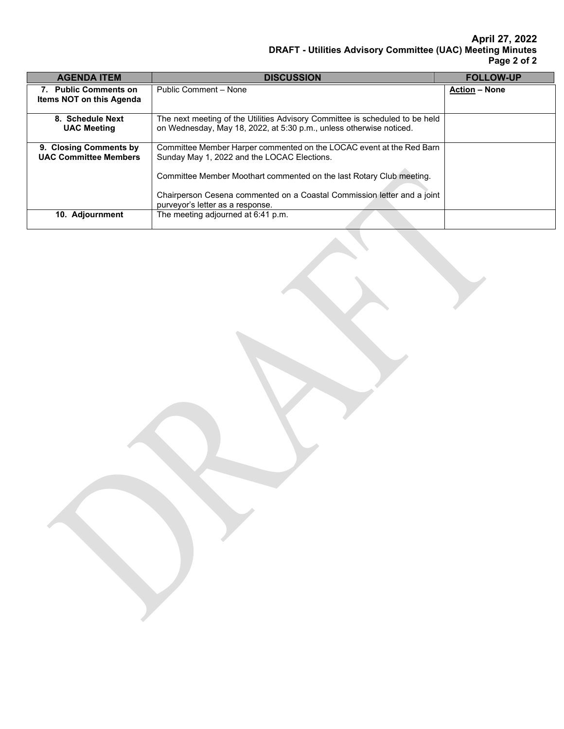| AGENDA ITEM | DISCUSSION | FOLLOW-UP |
|---|---|---|
| **7. Public Comments on Items NOT on this Agenda** | Public Comment – None | **Action – None** |
| **8. Schedule Next UAC Meeting** | The next meeting of the Utilities Advisory Committee is scheduled to be held on Wednesday, May 18, 2022, at 5:30 p.m., unless otherwise noticed. | |
| **9. Closing Comments by UAC Committee Members** | Committee Member Harper commented on the LOCAC event at the Red Barn Sunday May 1, 2022 and the LOCAC Elections.<br><br>Committee Member Moothart commented on the last Rotary Club meeting.<br><br>Chairperson Cesena commented on a Coastal Commission letter and a joint purveyor's letter as a response. | |
| **10. Adjournment** | The meeting adjourned at 6:41 p.m. | |

DRAFT